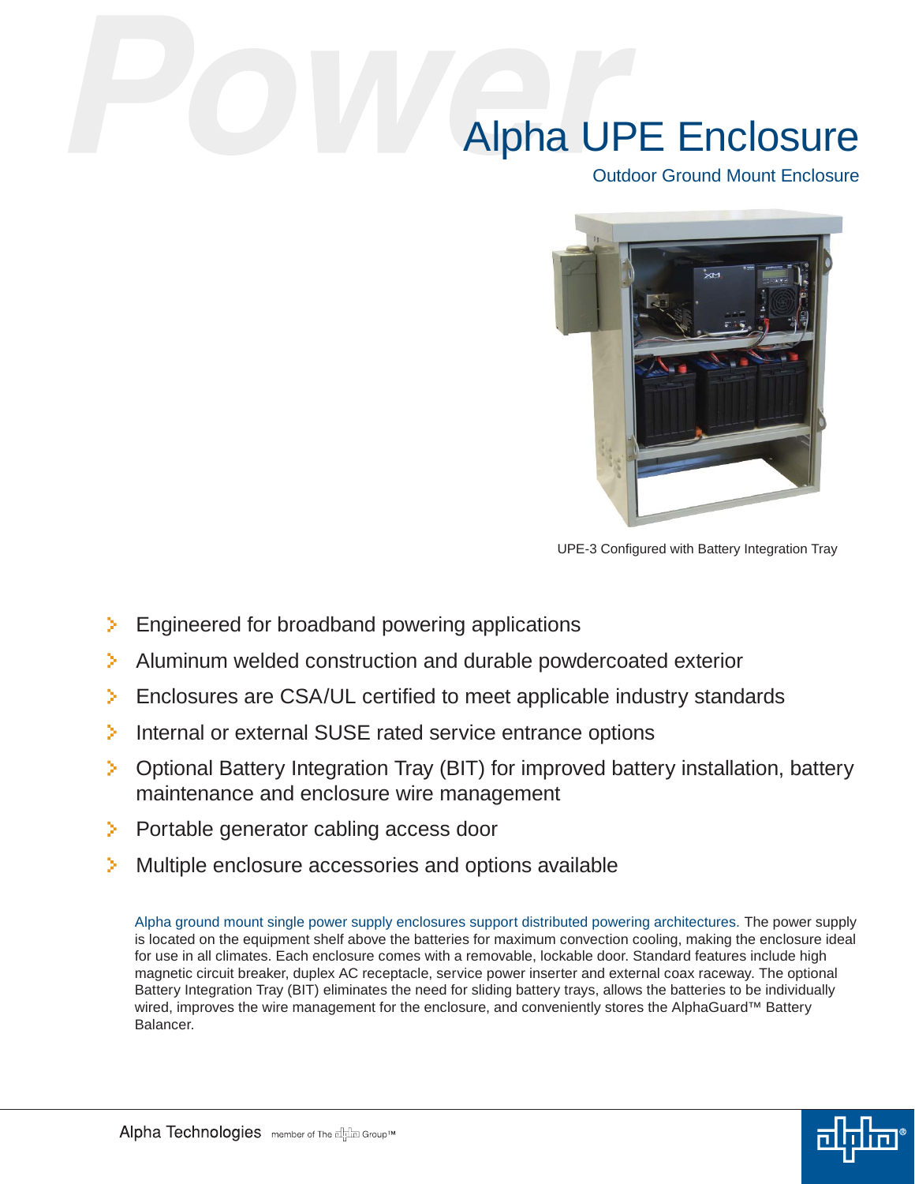# Alpha UPE Enclosure

## Outdoor Ground Mount Enclosure

UPE-3 Configured with Battery Integration Tray

- Engineered for broadband powering applications
- Aluminum welded construction and durable powdercoated exterior
- Enclosures are CSA/UL certified to meet applicable industry standards
- Internal or external SUSE rated service entrance options
- Optional Battery Integration Tray (BIT) for improved battery installation, battery maintenance and enclosure wire management
- Portable generator cabling access door
- Multiple enclosure accessories and options available

Alpha ground mount single power supply enclosures support distributed powering architectures. The power supply is located on the equipment shelf above the batteries for maximum convection cooling, making the enclosure ideal for use in all climates. Each enclosure comes with a removable, lockable door. Standard features include high magnetic circuit breaker, duplex AC receptacle, service power inserter and external coax raceway. The optional Battery Integration Tray (BIT) eliminates the need for sliding battery trays, allows the batteries to be individually wired, improves the wire management for the enclosure, and conveniently stores the AlphaGuard™ Battery Balancer.

Alpha Technologies member of The Alpha Group™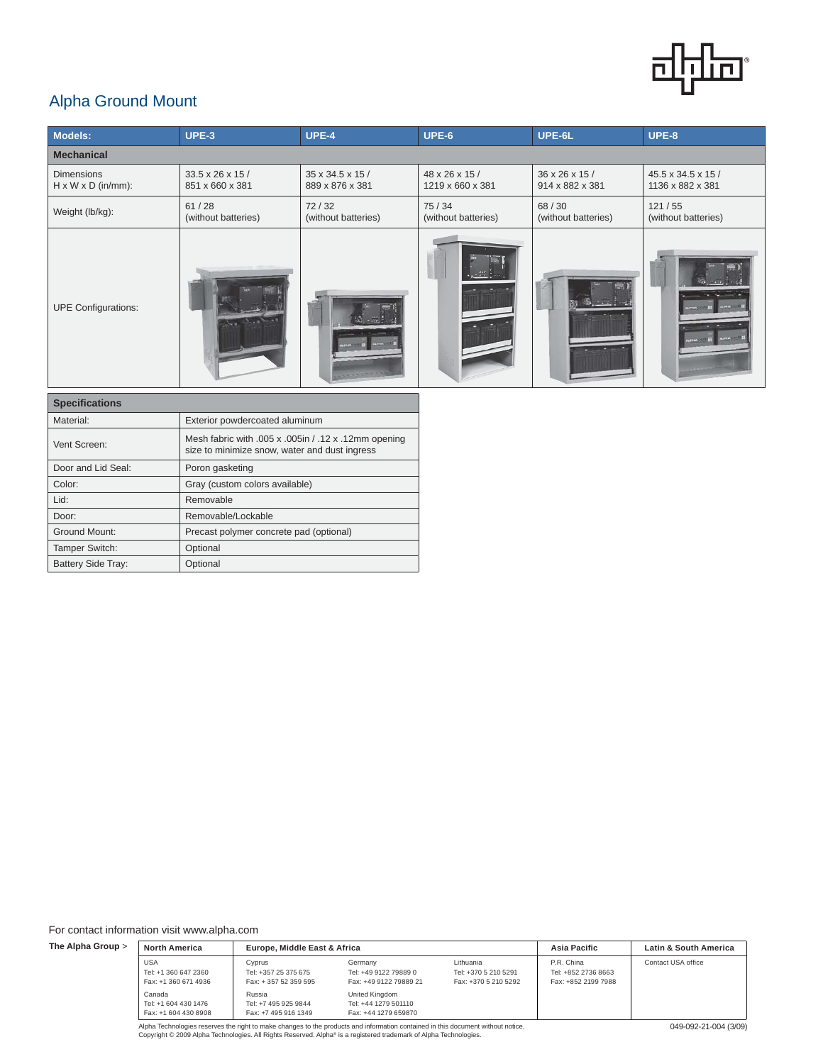## Alpha Ground Mount

| Models: | UPE-3 | UPE-4 | UPE-6 | UPE-6L | UPE-8 |
|---|---|---|---|---|---|
| **Mechanical** | | | | | |
| Dimensions H x W x D (in/mm): | 33.5 x 26 x 15 / 851 x 660 x 381 | 35 x 34.5 x 15 / 889 x 876 x 381 | 48 x 26 x 15 / 1219 x 660 x 381 | 36 x 26 x 15 / 914 x 882 x 381 | 45.5 x 34.5 x 15 / 1136 x 882 x 381 |
| Weight (lb/kg): | 61 / 28 (without batteries) | 72 / 32 (without batteries) | 75 / 34 (without batteries) | 68 / 30 (without batteries) | 121 / 55 (without batteries) |
| UPE Configurations: | | | | | |

| Specifications | |
|---|---|
| Material: | Exterior powdercoated aluminum |
| Vent Screen: | Mesh fabric with .005 x .005in / .12 x .12mm opening size to minimize snow, water and dust ingress |
| Door and Lid Seal: | Poron gasketing |
| Color: | Gray (custom colors available) |
| Lid: | Removable |
| Door: | Removable/Lockable |
| Ground Mount: | Precast polymer concrete pad (optional) |
| Tamper Switch: | Optional |
| Battery Side Tray: | Optional |

For contact information visit www.alpha.com

**The Alpha Group** >

| North America | Europe, Middle East & Africa | | | Asia Pacific | Latin & South America |
|---|---|---|---|---|---|
| USA<br>Tel: +1 360 647 2360<br>Fax: +1 360 671 4936 | Cyprus<br>Tel: +357 25 375 675<br>Fax: + 357 52 359 595 | Germany<br>Tel: +49 9122 79889 0<br>Fax: +49 9122 79889 21 | Lithuania<br>Tel: +370 5 210 5291<br>Fax: +370 5 210 5292 | P.R. China<br>Tel: +852 2736 8663<br>Fax: +852 2199 7988 | Contact USA office |
| Canada<br>Tel: +1 604 430 1476<br>Fax: +1 604 430 8908 | Russia<br>Tel: +7 495 925 9844<br>Fax: +7 495 916 1349 | United Kingdom<br>Tel: +44 1279 501110<br>Fax: +44 1279 659870 | | | |

Alpha Technologies reserves the right to make changes to the products and information contained in this document without notice.
Copyright © 2009 Alpha Technologies. All Rights Reserved. Alpha® is a registered trademark of Alpha Technologies.

049-092-21-004 (3/09)